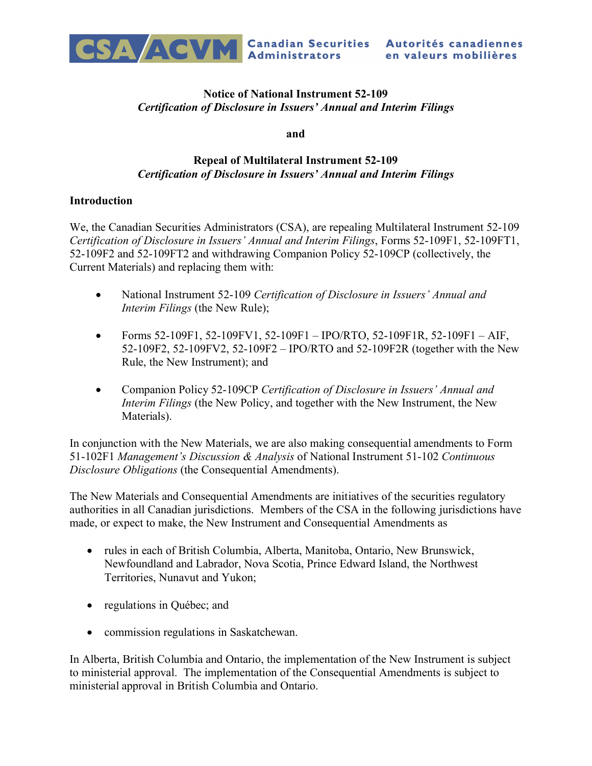CSA/ACVM Canadian Securities Administrators Autorités canadiennes en valeurs mobilières

**Notice of National Instrument 52-109**
***Certification of Disclosure in Issuers' Annual and Interim Filings***

**and**

**Repeal of Multilateral Instrument 52-109**
***Certification of Disclosure in Issuers' Annual and Interim Filings***

## Introduction

We, the Canadian Securities Administrators (CSA), are repealing Multilateral Instrument 52-109 *Certification of Disclosure in Issuers' Annual and Interim Filings*, Forms 52-109F1, 52-109FT1, 52-109F2 and 52-109FT2 and withdrawing Companion Policy 52-109CP (collectively, the Current Materials) and replacing them with:

- National Instrument 52-109 *Certification of Disclosure in Issuers' Annual and Interim Filings* (the New Rule);
- Forms 52-109F1, 52-109FV1, 52-109F1 – IPO/RTO, 52-109F1R, 52-109F1 – AIF, 52-109F2, 52-109FV2, 52-109F2 – IPO/RTO and 52-109F2R (together with the New Rule, the New Instrument); and
- Companion Policy 52-109CP *Certification of Disclosure in Issuers' Annual and Interim Filings* (the New Policy, and together with the New Instrument, the New Materials).

In conjunction with the New Materials, we are also making consequential amendments to Form 51-102F1 *Management's Discussion & Analysis* of National Instrument 51-102 *Continuous Disclosure Obligations* (the Consequential Amendments).

The New Materials and Consequential Amendments are initiatives of the securities regulatory authorities in all Canadian jurisdictions. Members of the CSA in the following jurisdictions have made, or expect to make, the New Instrument and Consequential Amendments as

- rules in each of British Columbia, Alberta, Manitoba, Ontario, New Brunswick, Newfoundland and Labrador, Nova Scotia, Prince Edward Island, the Northwest Territories, Nunavut and Yukon;
- regulations in Québec; and
- commission regulations in Saskatchewan.

In Alberta, British Columbia and Ontario, the implementation of the New Instrument is subject to ministerial approval. The implementation of the Consequential Amendments is subject to ministerial approval in British Columbia and Ontario.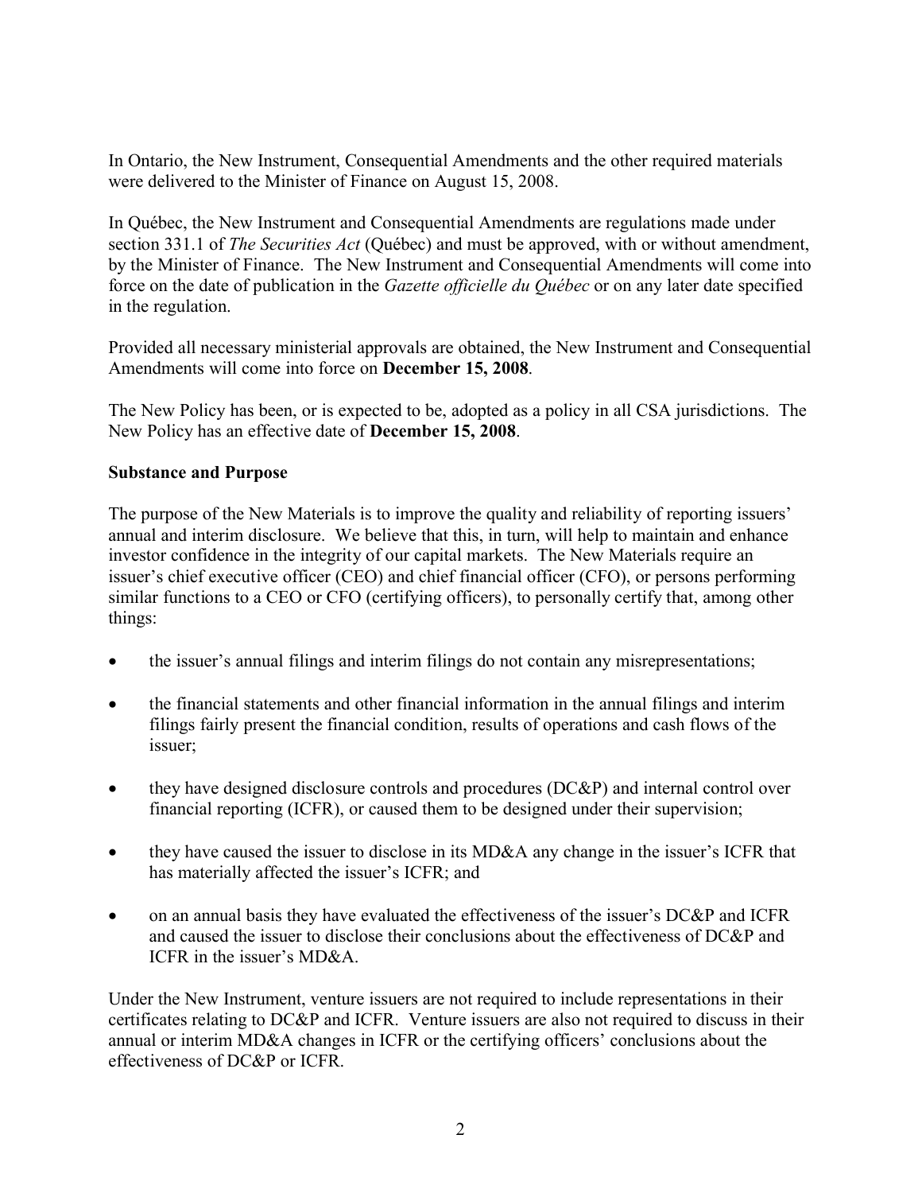In Ontario, the New Instrument, Consequential Amendments and the other required materials were delivered to the Minister of Finance on August 15, 2008.

In Québec, the New Instrument and Consequential Amendments are regulations made under section 331.1 of *The Securities Act* (Québec) and must be approved, with or without amendment, by the Minister of Finance. The New Instrument and Consequential Amendments will come into force on the date of publication in the *Gazette officielle du Québec* or on any later date specified in the regulation.

Provided all necessary ministerial approvals are obtained, the New Instrument and Consequential Amendments will come into force on **December 15, 2008**.

The New Policy has been, or is expected to be, adopted as a policy in all CSA jurisdictions. The New Policy has an effective date of **December 15, 2008**.

**Substance and Purpose**

The purpose of the New Materials is to improve the quality and reliability of reporting issuers' annual and interim disclosure. We believe that this, in turn, will help to maintain and enhance investor confidence in the integrity of our capital markets. The New Materials require an issuer's chief executive officer (CEO) and chief financial officer (CFO), or persons performing similar functions to a CEO or CFO (certifying officers), to personally certify that, among other things:

- the issuer's annual filings and interim filings do not contain any misrepresentations;
- the financial statements and other financial information in the annual filings and interim filings fairly present the financial condition, results of operations and cash flows of the issuer;
- they have designed disclosure controls and procedures (DC&P) and internal control over financial reporting (ICFR), or caused them to be designed under their supervision;
- they have caused the issuer to disclose in its MD&A any change in the issuer's ICFR that has materially affected the issuer's ICFR; and
- on an annual basis they have evaluated the effectiveness of the issuer's DC&P and ICFR and caused the issuer to disclose their conclusions about the effectiveness of DC&P and ICFR in the issuer's MD&A.

Under the New Instrument, venture issuers are not required to include representations in their certificates relating to DC&P and ICFR. Venture issuers are also not required to discuss in their annual or interim MD&A changes in ICFR or the certifying officers' conclusions about the effectiveness of DC&P or ICFR.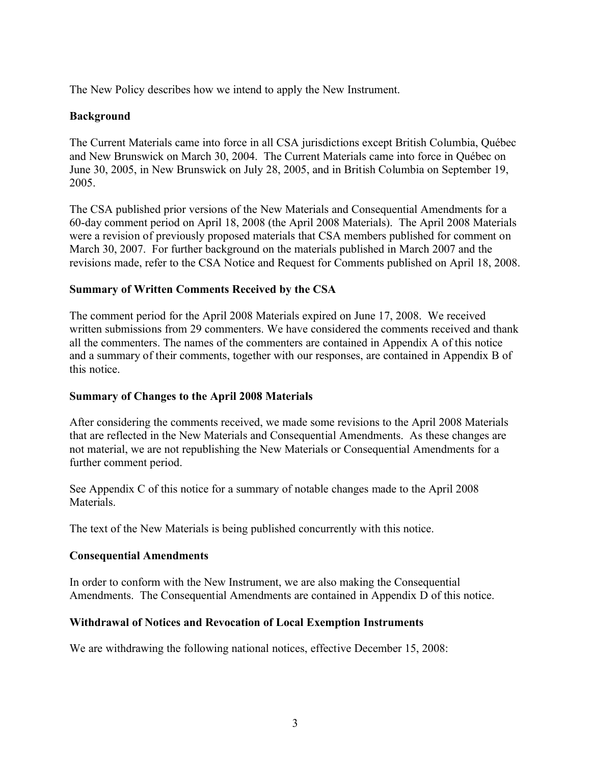The New Policy describes how we intend to apply the New Instrument.

## Background

The Current Materials came into force in all CSA jurisdictions except British Columbia, Québec and New Brunswick on March 30, 2004. The Current Materials came into force in Québec on June 30, 2005, in New Brunswick on July 28, 2005, and in British Columbia on September 19, 2005.

The CSA published prior versions of the New Materials and Consequential Amendments for a 60-day comment period on April 18, 2008 (the April 2008 Materials). The April 2008 Materials were a revision of previously proposed materials that CSA members published for comment on March 30, 2007. For further background on the materials published in March 2007 and the revisions made, refer to the CSA Notice and Request for Comments published on April 18, 2008.

## Summary of Written Comments Received by the CSA

The comment period for the April 2008 Materials expired on June 17, 2008. We received written submissions from 29 commenters. We have considered the comments received and thank all the commenters. The names of the commenters are contained in Appendix A of this notice and a summary of their comments, together with our responses, are contained in Appendix B of this notice.

## Summary of Changes to the April 2008 Materials

After considering the comments received, we made some revisions to the April 2008 Materials that are reflected in the New Materials and Consequential Amendments. As these changes are not material, we are not republishing the New Materials or Consequential Amendments for a further comment period.

See Appendix C of this notice for a summary of notable changes made to the April 2008 Materials.

The text of the New Materials is being published concurrently with this notice.

## Consequential Amendments

In order to conform with the New Instrument, we are also making the Consequential Amendments. The Consequential Amendments are contained in Appendix D of this notice.

## Withdrawal of Notices and Revocation of Local Exemption Instruments

We are withdrawing the following national notices, effective December 15, 2008: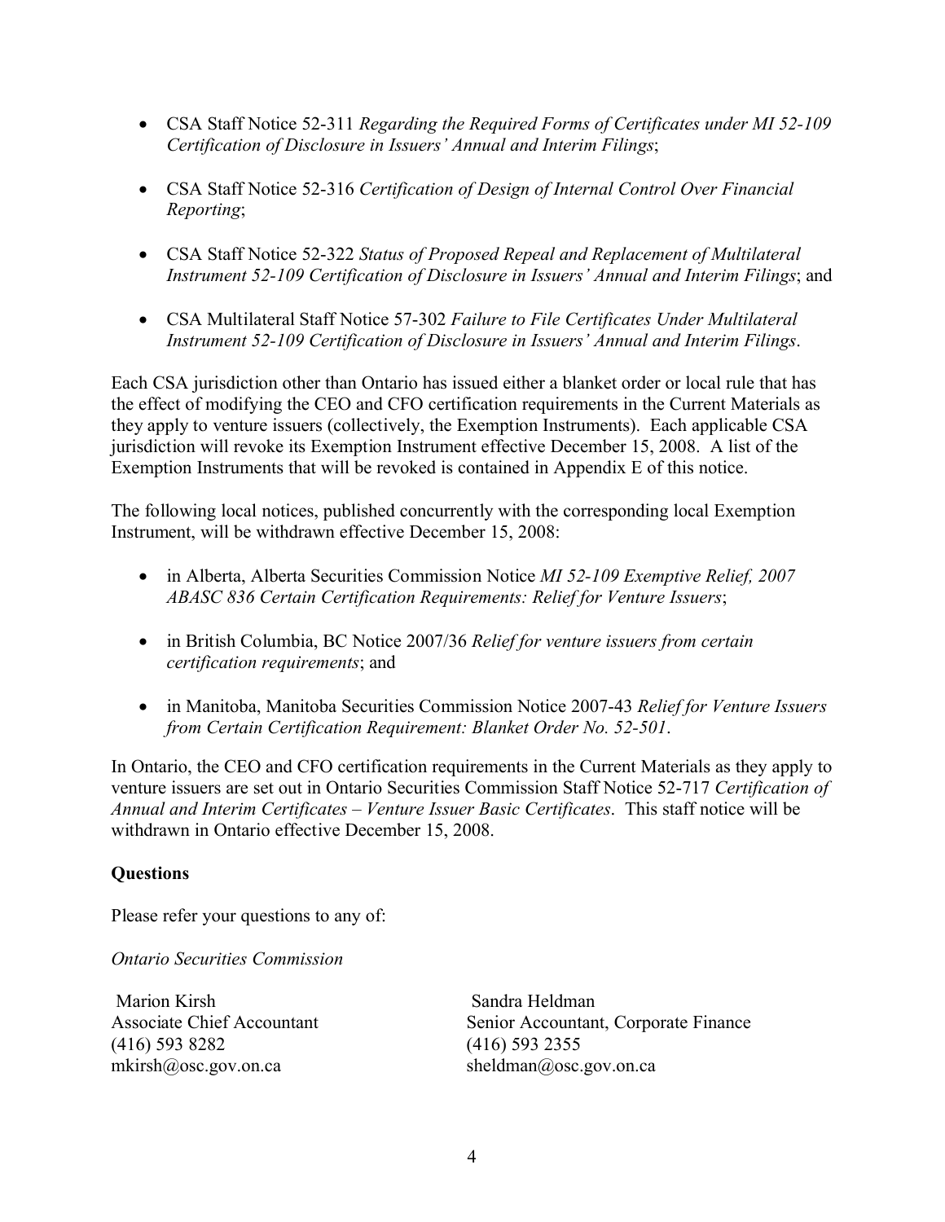- CSA Staff Notice 52-311 *Regarding the Required Forms of Certificates under MI 52-109 Certification of Disclosure in Issuers' Annual and Interim Filings*;

- CSA Staff Notice 52-316 *Certification of Design of Internal Control Over Financial Reporting*;

- CSA Staff Notice 52-322 *Status of Proposed Repeal and Replacement of Multilateral Instrument 52-109 Certification of Disclosure in Issuers' Annual and Interim Filings*; and

- CSA Multilateral Staff Notice 57-302 *Failure to File Certificates Under Multilateral Instrument 52-109 Certification of Disclosure in Issuers' Annual and Interim Filings*.

Each CSA jurisdiction other than Ontario has issued either a blanket order or local rule that has the effect of modifying the CEO and CFO certification requirements in the Current Materials as they apply to venture issuers (collectively, the Exemption Instruments). Each applicable CSA jurisdiction will revoke its Exemption Instrument effective December 15, 2008. A list of the Exemption Instruments that will be revoked is contained in Appendix E of this notice.

The following local notices, published concurrently with the corresponding local Exemption Instrument, will be withdrawn effective December 15, 2008:

- in Alberta, Alberta Securities Commission Notice *MI 52-109 Exemptive Relief, 2007 ABASC 836 Certain Certification Requirements: Relief for Venture Issuers*;

- in British Columbia, BC Notice 2007/36 *Relief for venture issuers from certain certification requirements*; and

- in Manitoba, Manitoba Securities Commission Notice 2007-43 *Relief for Venture Issuers from Certain Certification Requirement: Blanket Order No. 52-501*.

In Ontario, the CEO and CFO certification requirements in the Current Materials as they apply to venture issuers are set out in Ontario Securities Commission Staff Notice 52-717 *Certification of Annual and Interim Certificates – Venture Issuer Basic Certificates*. This staff notice will be withdrawn in Ontario effective December 15, 2008.

**Questions**

Please refer your questions to any of:

*Ontario Securities Commission*

Marion Kirsh
Associate Chief Accountant
(416) 593 8282
mkirsh@osc.gov.on.ca

Sandra Heldman
Senior Accountant, Corporate Finance
(416) 593 2355
sheldman@osc.gov.on.ca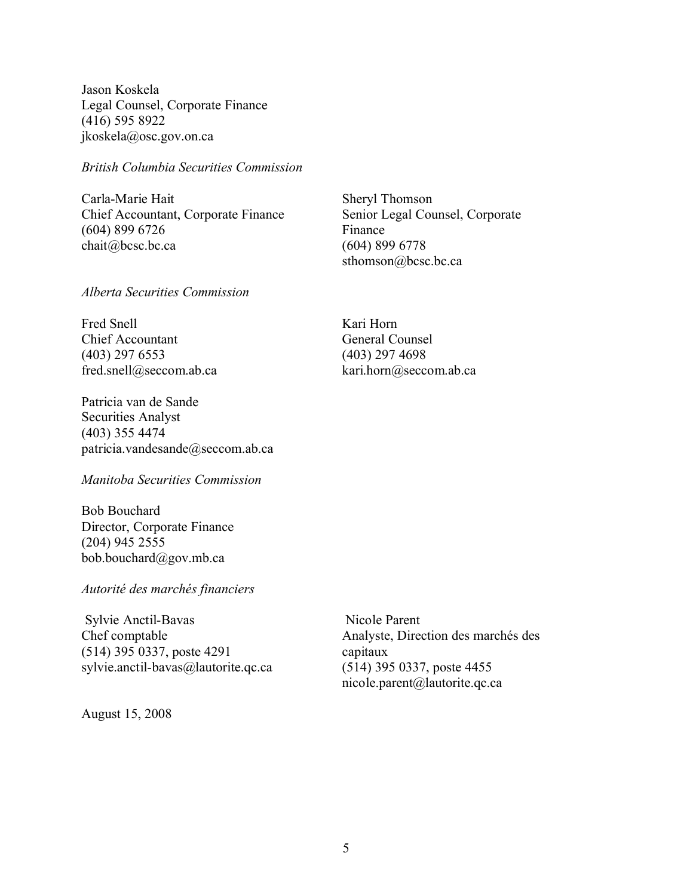Jason Koskela
Legal Counsel, Corporate Finance
(416) 595 8922
jkoskela@osc.gov.on.ca

*British Columbia Securities Commission*

Carla-Marie Hait
Chief Accountant, Corporate Finance
(604) 899 6726
chait@bcsc.bc.ca

Sheryl Thomson
Senior Legal Counsel, Corporate Finance
(604) 899 6778
sthomson@bcsc.bc.ca

*Alberta Securities Commission*

Fred Snell
Chief Accountant
(403) 297 6553
fred.snell@seccom.ab.ca

Kari Horn
General Counsel
(403) 297 4698
kari.horn@seccom.ab.ca

Patricia van de Sande
Securities Analyst
(403) 355 4474
patricia.vandesande@seccom.ab.ca

*Manitoba Securities Commission*

Bob Bouchard
Director, Corporate Finance
(204) 945 2555
bob.bouchard@gov.mb.ca

*Autorité des marchés financiers*

Sylvie Anctil-Bavas
Chef comptable
(514) 395 0337, poste 4291
sylvie.anctil-bavas@lautorite.qc.ca

Nicole Parent
Analyste, Direction des marchés des capitaux
(514) 395 0337, poste 4455
nicole.parent@lautorite.qc.ca

August 15, 2008